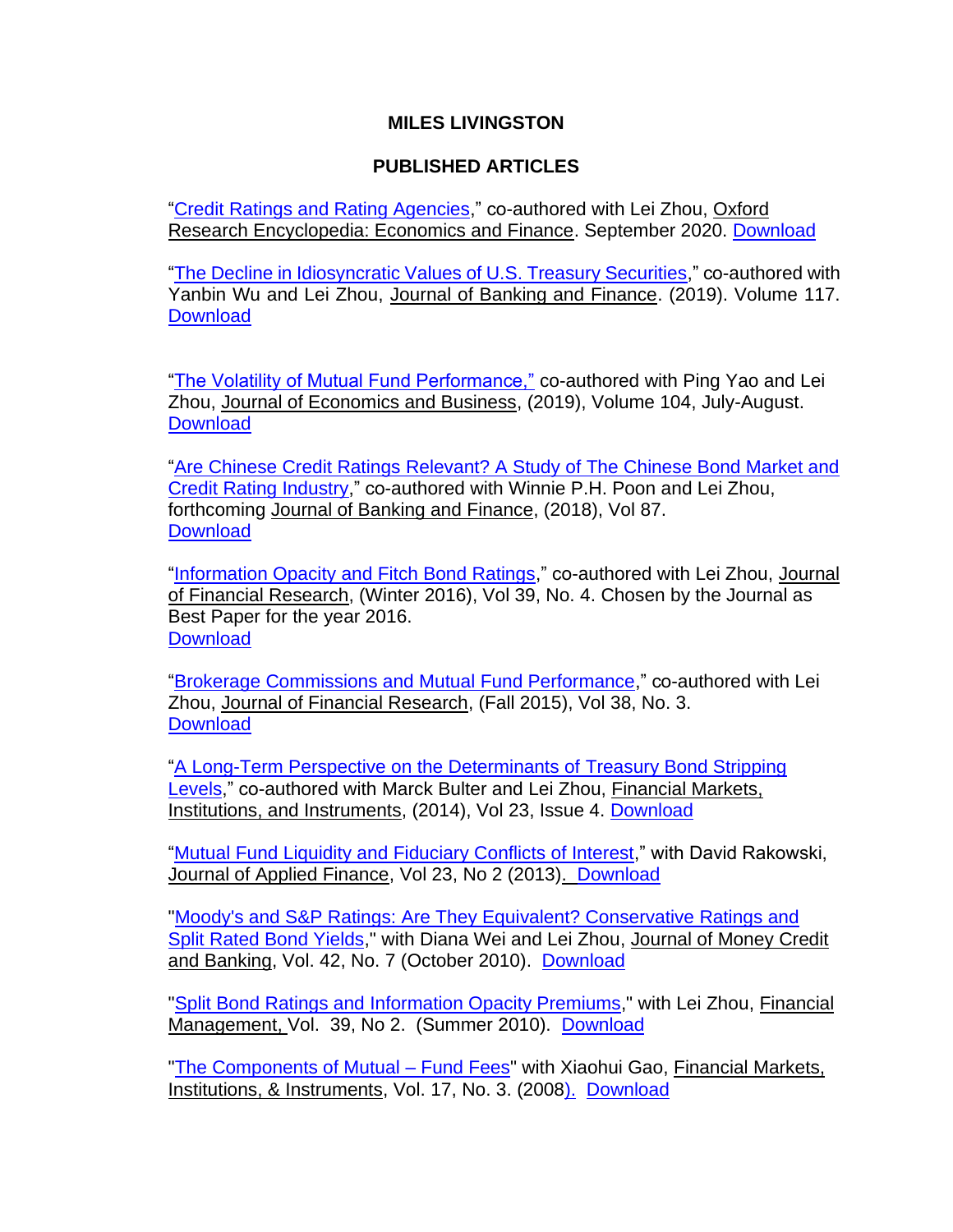# MILES LIVINGSTON

## PUBLISHED ARTICLES

"Credit Ratings and Rating Agencies," co-authored with Lei Zhou, Oxford Research Encyclopedia: Economics and Finance. September 2020. Download

"The Decline in Idiosyncratic Values of U.S. Treasury Securities," co-authored with Yanbin Wu and Lei Zhou, Journal of Banking and Finance. (2019). Volume 117. Download

"The Volatility of Mutual Fund Performance," co-authored with Ping Yao and Lei Zhou, Journal of Economics and Business, (2019), Volume 104, July-August. Download

"Are Chinese Credit Ratings Relevant? A Study of The Chinese Bond Market and Credit Rating Industry," co-authored with Winnie P.H. Poon and Lei Zhou, forthcoming Journal of Banking and Finance, (2018), Vol 87. Download

"Information Opacity and Fitch Bond Ratings," co-authored with Lei Zhou, Journal of Financial Research, (Winter 2016), Vol 39, No. 4. Chosen by the Journal as Best Paper for the year 2016. Download

"Brokerage Commissions and Mutual Fund Performance," co-authored with Lei Zhou, Journal of Financial Research, (Fall 2015), Vol 38, No. 3. Download

"A Long-Term Perspective on the Determinants of Treasury Bond Stripping Levels," co-authored with Marck Bulter and Lei Zhou, Financial Markets, Institutions, and Instruments, (2014), Vol 23, Issue 4. Download

"Mutual Fund Liquidity and Fiduciary Conflicts of Interest," with David Rakowski, Journal of Applied Finance, Vol 23, No 2 (2013). Download

"Moody's and S&P Ratings: Are They Equivalent? Conservative Ratings and Split Rated Bond Yields," with Diana Wei and Lei Zhou, Journal of Money Credit and Banking, Vol. 42, No. 7 (October 2010). Download

"Split Bond Ratings and Information Opacity Premiums," with Lei Zhou, Financial Management, Vol. 39, No 2. (Summer 2010). Download

"The Components of Mutual – Fund Fees" with Xiaohui Gao, Financial Markets, Institutions, & Instruments, Vol. 17, No. 3. (2008). Download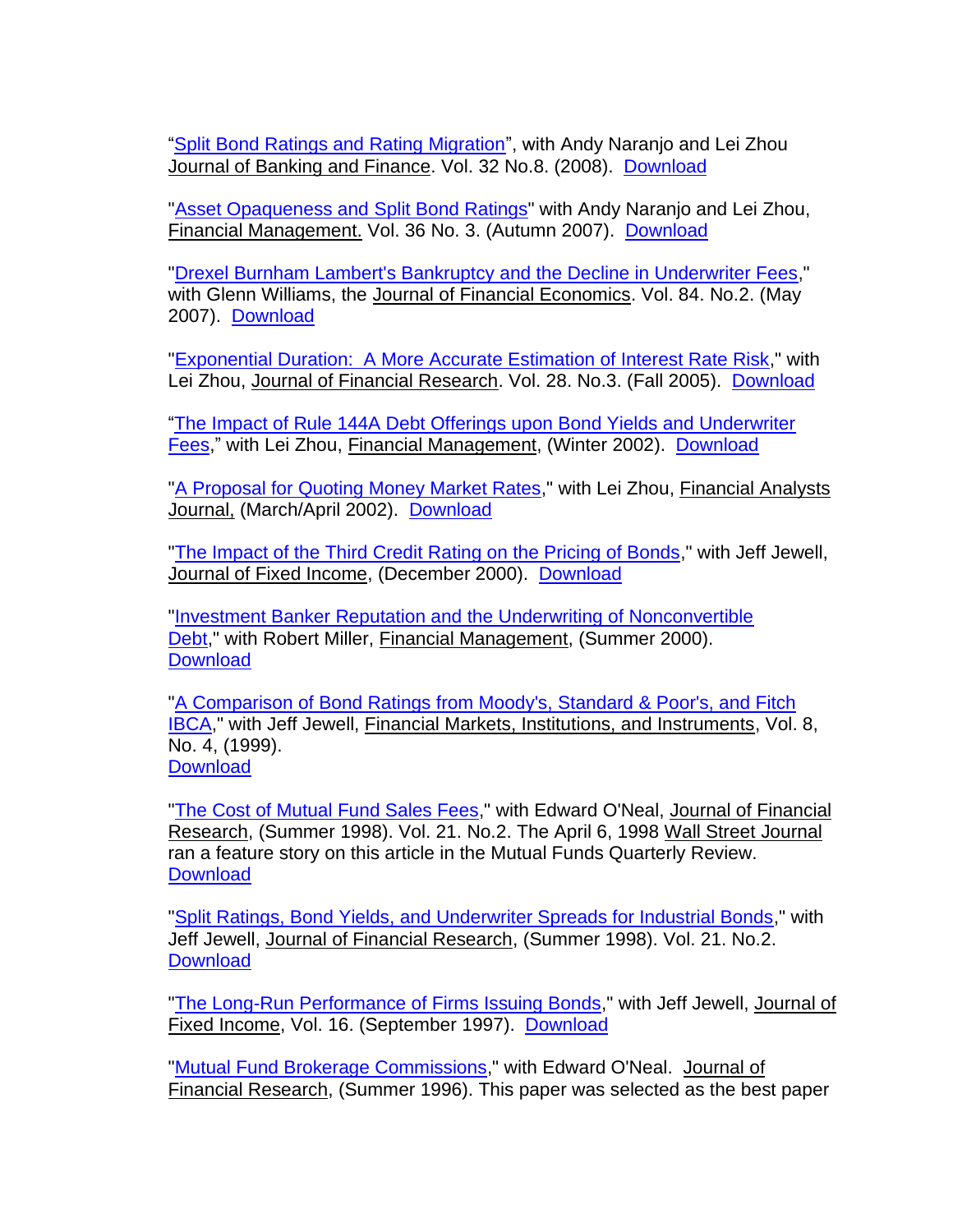"Split Bond Ratings and Rating Migration", with Andy Naranjo and Lei Zhou Journal of Banking and Finance. Vol. 32 No.8. (2008). Download

"Asset Opaqueness and Split Bond Ratings" with Andy Naranjo and Lei Zhou, Financial Management. Vol. 36 No. 3. (Autumn 2007). Download

"Drexel Burnham Lambert's Bankruptcy and the Decline in Underwriter Fees," with Glenn Williams, the Journal of Financial Economics. Vol. 84. No.2. (May 2007). Download

"Exponential Duration: A More Accurate Estimation of Interest Rate Risk," with Lei Zhou, Journal of Financial Research. Vol. 28. No.3. (Fall 2005). Download

"The Impact of Rule 144A Debt Offerings upon Bond Yields and Underwriter Fees," with Lei Zhou, Financial Management, (Winter 2002). Download

"A Proposal for Quoting Money Market Rates," with Lei Zhou, Financial Analysts Journal, (March/April 2002). Download

"The Impact of the Third Credit Rating on the Pricing of Bonds," with Jeff Jewell, Journal of Fixed Income, (December 2000). Download

"Investment Banker Reputation and the Underwriting of Nonconvertible Debt," with Robert Miller, Financial Management, (Summer 2000). Download

"A Comparison of Bond Ratings from Moody's, Standard & Poor's, and Fitch IBCA," with Jeff Jewell, Financial Markets, Institutions, and Instruments, Vol. 8, No. 4, (1999). Download

"The Cost of Mutual Fund Sales Fees," with Edward O'Neal, Journal of Financial Research, (Summer 1998). Vol. 21. No.2. The April 6, 1998 Wall Street Journal ran a feature story on this article in the Mutual Funds Quarterly Review. Download

"Split Ratings, Bond Yields, and Underwriter Spreads for Industrial Bonds," with Jeff Jewell, Journal of Financial Research, (Summer 1998). Vol. 21. No.2. Download

"The Long-Run Performance of Firms Issuing Bonds," with Jeff Jewell, Journal of Fixed Income, Vol. 16. (September 1997). Download

"Mutual Fund Brokerage Commissions," with Edward O'Neal. Journal of Financial Research, (Summer 1996). This paper was selected as the best paper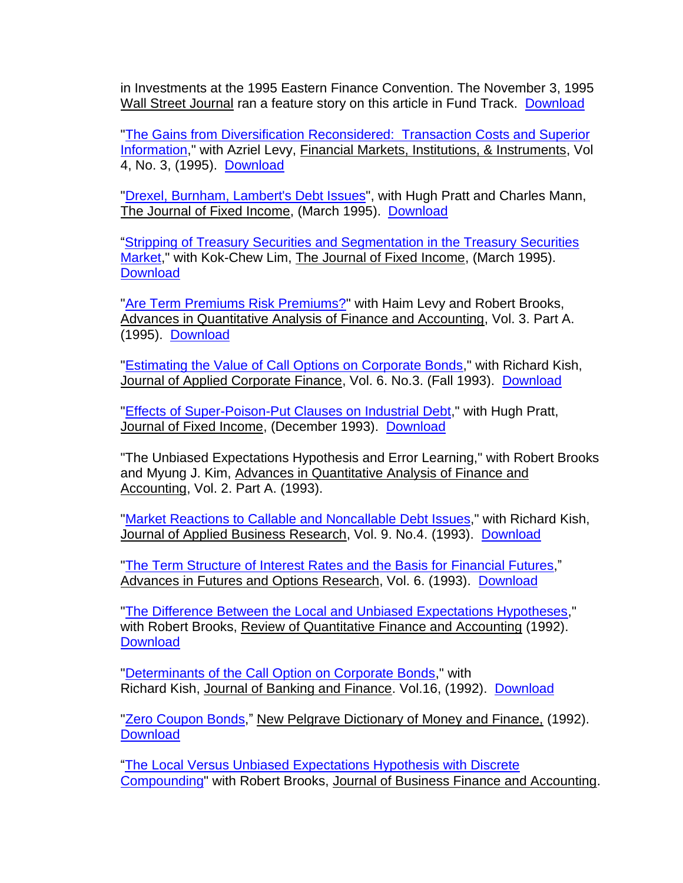in Investments at the 1995 Eastern Finance Convention. The November 3, 1995 Wall Street Journal ran a feature story on this article in Fund Track. Download

"The Gains from Diversification Reconsidered: Transaction Costs and Superior Information," with Azriel Levy, Financial Markets, Institutions, & Instruments, Vol 4, No. 3, (1995). Download

"Drexel, Burnham, Lambert's Debt Issues", with Hugh Pratt and Charles Mann, The Journal of Fixed Income, (March 1995). Download

"Stripping of Treasury Securities and Segmentation in the Treasury Securities Market," with Kok-Chew Lim, The Journal of Fixed Income, (March 1995). Download

"Are Term Premiums Risk Premiums?" with Haim Levy and Robert Brooks, Advances in Quantitative Analysis of Finance and Accounting, Vol. 3. Part A. (1995). Download

"Estimating the Value of Call Options on Corporate Bonds," with Richard Kish, Journal of Applied Corporate Finance, Vol. 6. No.3. (Fall 1993). Download

"Effects of Super-Poison-Put Clauses on Industrial Debt," with Hugh Pratt, Journal of Fixed Income, (December 1993). Download

"The Unbiased Expectations Hypothesis and Error Learning," with Robert Brooks and Myung J. Kim, Advances in Quantitative Analysis of Finance and Accounting, Vol. 2. Part A. (1993).

"Market Reactions to Callable and Noncallable Debt Issues," with Richard Kish, Journal of Applied Business Research, Vol. 9. No.4. (1993). Download

"The Term Structure of Interest Rates and the Basis for Financial Futures," Advances in Futures and Options Research, Vol. 6. (1993). Download

"The Difference Between the Local and Unbiased Expectations Hypotheses," with Robert Brooks, Review of Quantitative Finance and Accounting (1992). Download

"Determinants of the Call Option on Corporate Bonds," with Richard Kish, Journal of Banking and Finance. Vol.16, (1992). Download

"Zero Coupon Bonds," New Pelgrave Dictionary of Money and Finance, (1992). Download

"The Local Versus Unbiased Expectations Hypothesis with Discrete Compounding" with Robert Brooks, Journal of Business Finance and Accounting.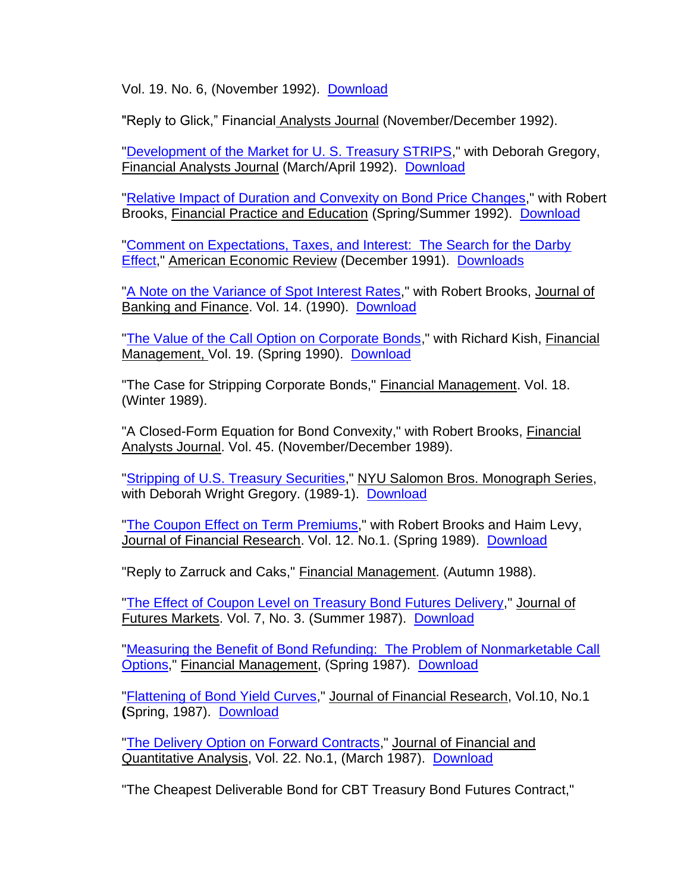Vol. 19. No. 6, (November 1992). Download

"Reply to Glick," Financial Analysts Journal (November/December 1992).

"Development of the Market for U. S. Treasury STRIPS," with Deborah Gregory, Financial Analysts Journal (March/April 1992). Download

"Relative Impact of Duration and Convexity on Bond Price Changes," with Robert Brooks, Financial Practice and Education (Spring/Summer 1992). Download

"Comment on Expectations, Taxes, and Interest: The Search for the Darby Effect," American Economic Review (December 1991). Downloads

"A Note on the Variance of Spot Interest Rates," with Robert Brooks, Journal of Banking and Finance. Vol. 14. (1990). Download

"The Value of the Call Option on Corporate Bonds," with Richard Kish, Financial Management, Vol. 19. (Spring 1990). Download

"The Case for Stripping Corporate Bonds," Financial Management. Vol. 18. (Winter 1989).

"A Closed-Form Equation for Bond Convexity," with Robert Brooks, Financial Analysts Journal. Vol. 45. (November/December 1989).

"Stripping of U.S. Treasury Securities," NYU Salomon Bros. Monograph Series, with Deborah Wright Gregory. (1989-1). Download

"The Coupon Effect on Term Premiums," with Robert Brooks and Haim Levy, Journal of Financial Research. Vol. 12. No.1. (Spring 1989). Download

"Reply to Zarruck and Caks," Financial Management. (Autumn 1988).

"The Effect of Coupon Level on Treasury Bond Futures Delivery," Journal of Futures Markets. Vol. 7, No. 3. (Summer 1987). Download

"Measuring the Benefit of Bond Refunding: The Problem of Nonmarketable Call Options," Financial Management, (Spring 1987). Download

"Flattening of Bond Yield Curves," Journal of Financial Research, Vol.10, No.1 (Spring, 1987). Download

"The Delivery Option on Forward Contracts," Journal of Financial and Quantitative Analysis, Vol. 22. No.1, (March 1987). Download

"The Cheapest Deliverable Bond for CBT Treasury Bond Futures Contract,"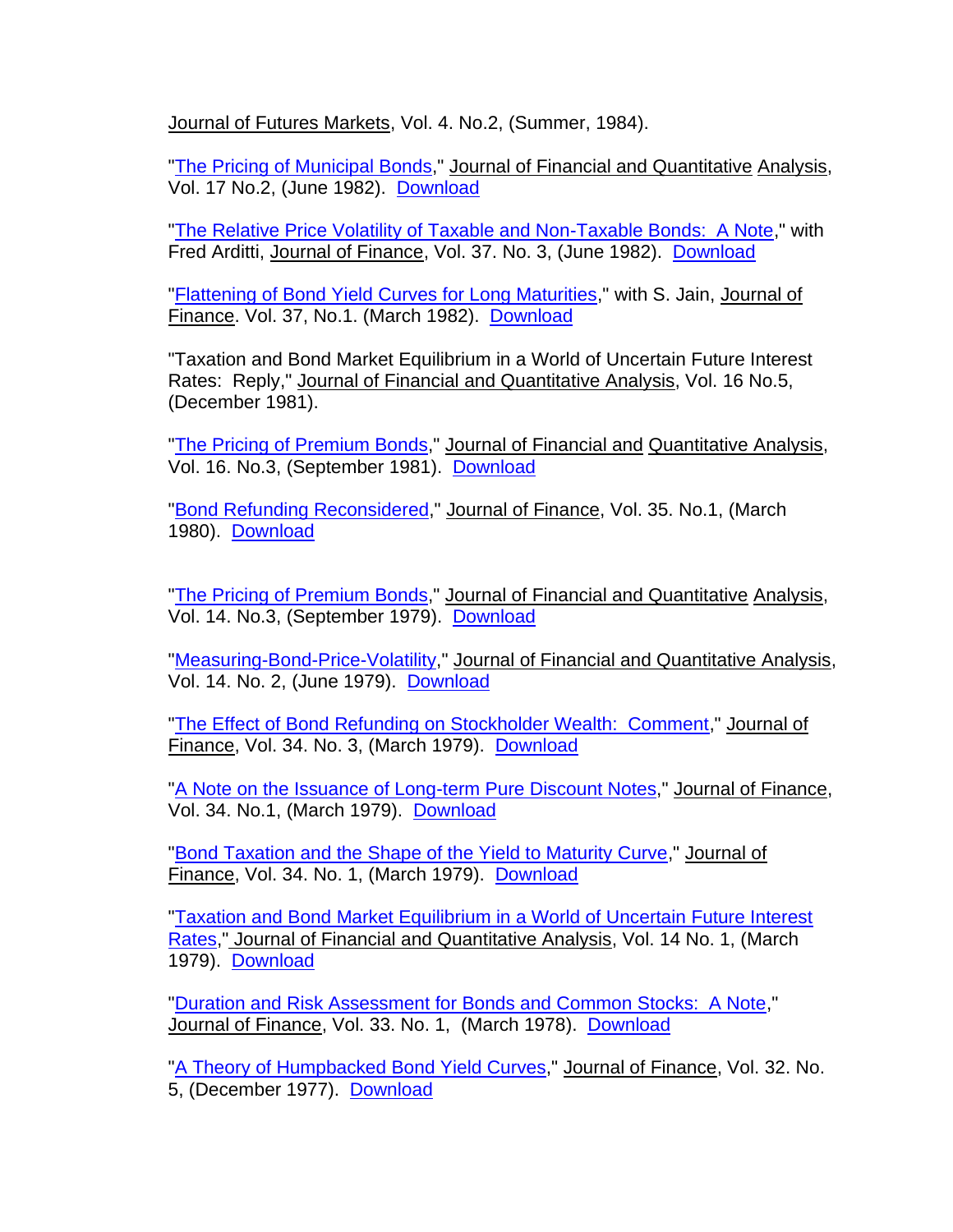Journal of Futures Markets, Vol. 4. No.2, (Summer, 1984).

"The Pricing of Municipal Bonds," Journal of Financial and Quantitative Analysis, Vol. 17 No.2, (June 1982). Download

"The Relative Price Volatility of Taxable and Non-Taxable Bonds: A Note," with Fred Arditti, Journal of Finance, Vol. 37. No. 3, (June 1982). Download

"Flattening of Bond Yield Curves for Long Maturities," with S. Jain, Journal of Finance. Vol. 37, No.1. (March 1982). Download

"Taxation and Bond Market Equilibrium in a World of Uncertain Future Interest Rates: Reply," Journal of Financial and Quantitative Analysis, Vol. 16 No.5, (December 1981).

"The Pricing of Premium Bonds," Journal of Financial and Quantitative Analysis, Vol. 16. No.3, (September 1981). Download

"Bond Refunding Reconsidered," Journal of Finance, Vol. 35. No.1, (March 1980). Download

"The Pricing of Premium Bonds," Journal of Financial and Quantitative Analysis, Vol. 14. No.3, (September 1979). Download

"Measuring-Bond-Price-Volatility," Journal of Financial and Quantitative Analysis, Vol. 14. No. 2, (June 1979). Download

"The Effect of Bond Refunding on Stockholder Wealth: Comment," Journal of Finance, Vol. 34. No. 3, (March 1979). Download

"A Note on the Issuance of Long-term Pure Discount Notes," Journal of Finance, Vol. 34. No.1, (March 1979). Download

"Bond Taxation and the Shape of the Yield to Maturity Curve," Journal of Finance, Vol. 34. No. 1, (March 1979). Download

"Taxation and Bond Market Equilibrium in a World of Uncertain Future Interest Rates," Journal of Financial and Quantitative Analysis, Vol. 14 No. 1, (March 1979). Download

"Duration and Risk Assessment for Bonds and Common Stocks: A Note," Journal of Finance, Vol. 33. No. 1, (March 1978). Download

"A Theory of Humpbacked Bond Yield Curves," Journal of Finance, Vol. 32. No. 5, (December 1977). Download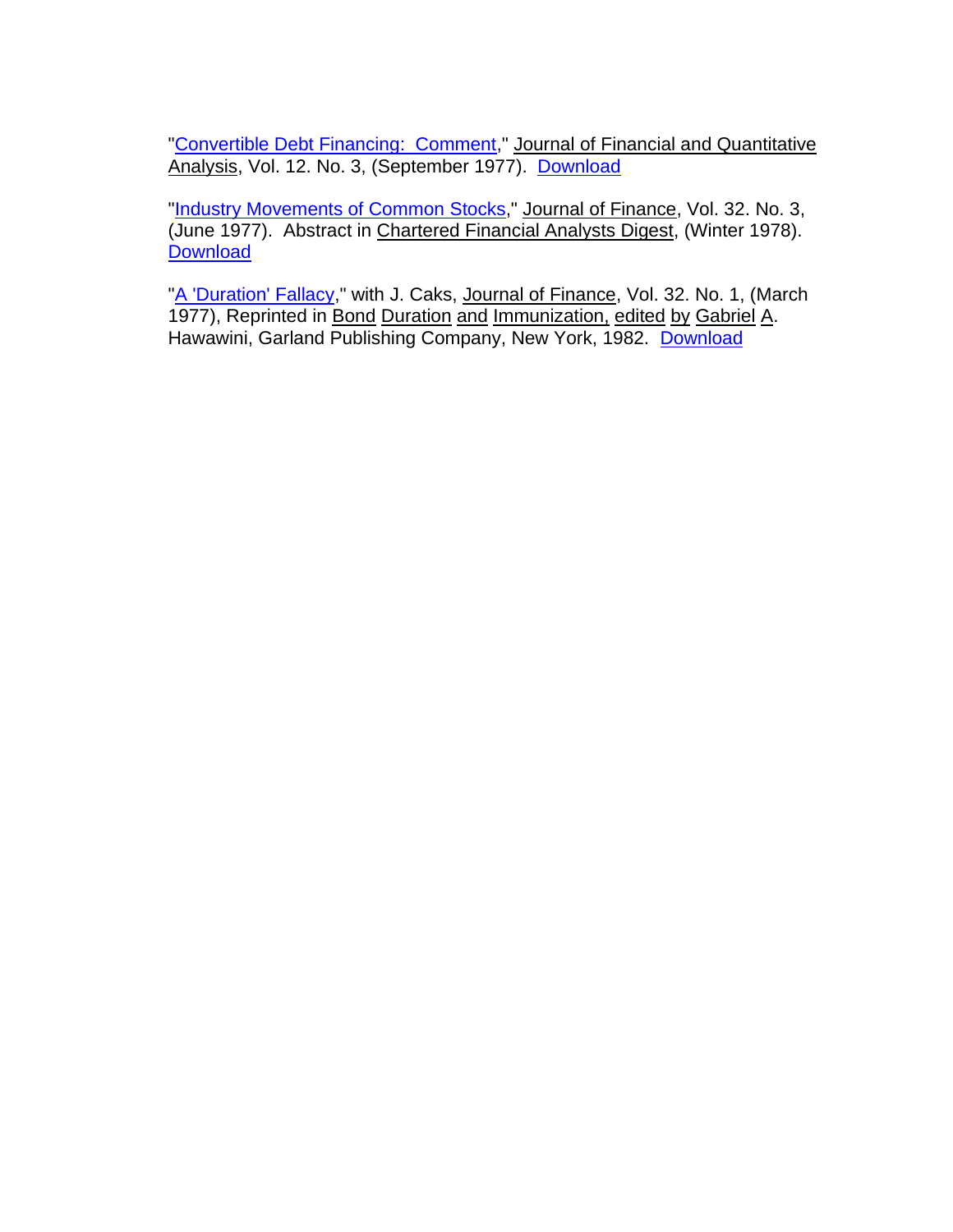"Convertible Debt Financing: Comment," Journal of Financial and Quantitative Analysis, Vol. 12. No. 3, (September 1977). Download

"Industry Movements of Common Stocks," Journal of Finance, Vol. 32. No. 3, (June 1977). Abstract in Chartered Financial Analysts Digest, (Winter 1978). Download

"A 'Duration' Fallacy," with J. Caks, Journal of Finance, Vol. 32. No. 1, (March 1977), Reprinted in Bond Duration and Immunization, edited by Gabriel A. Hawawini, Garland Publishing Company, New York, 1982. Download